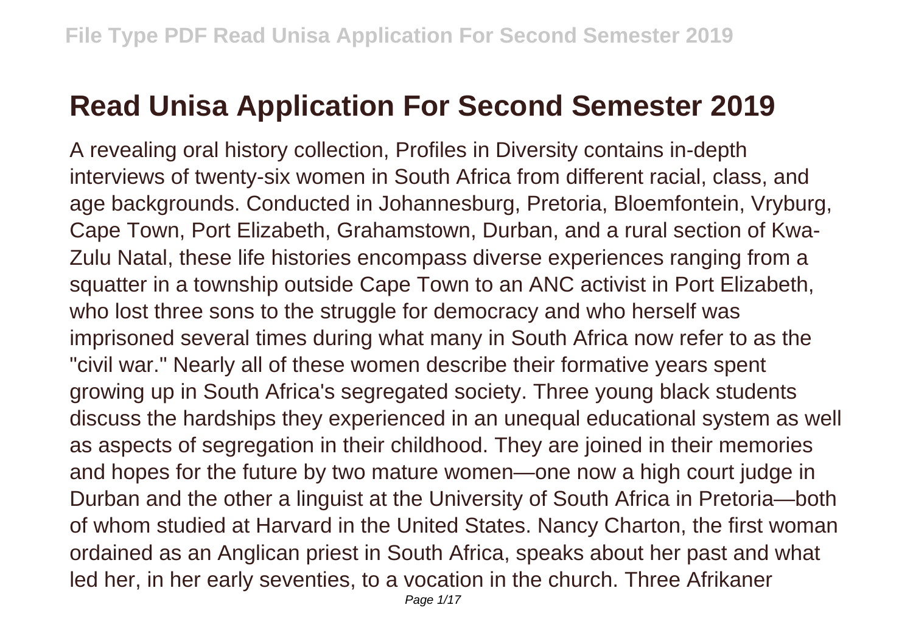# Read Unisa Application For Second Semester 2019

A revealing oral history collection, Profiles in Diversity contains in-depth interviews of twenty-six women in South Africa from different racial, class, and age backgrounds. Conducted in Johannesburg, Pretoria, Bloemfontein, Vryburg, Cape Town, Port Elizabeth, Grahamstown, Durban, and a rural section of Kwa-Zulu Natal, these life histories encompass diverse experiences ranging from a squatter in a township outside Cape Town to an ANC activist in Port Elizabeth, who lost three sons to the struggle for democracy and who herself was imprisoned several times during what many in South Africa now refer to as the "civil war." Nearly all of these women describe their formative years spent growing up in South Africa's segregated society. Three young black students discuss the hardships they experienced in an unequal educational system as well as aspects of segregation in their childhood. They are joined in their memories and hopes for the future by two mature women—one now a high court judge in Durban and the other a linguist at the University of South Africa in Pretoria—both of whom studied at Harvard in the United States. Nancy Charton, the first woman ordained as an Anglican priest in South Africa, speaks about her past and what led her, in her early seventies, to a vocation in the church. Three Afrikaner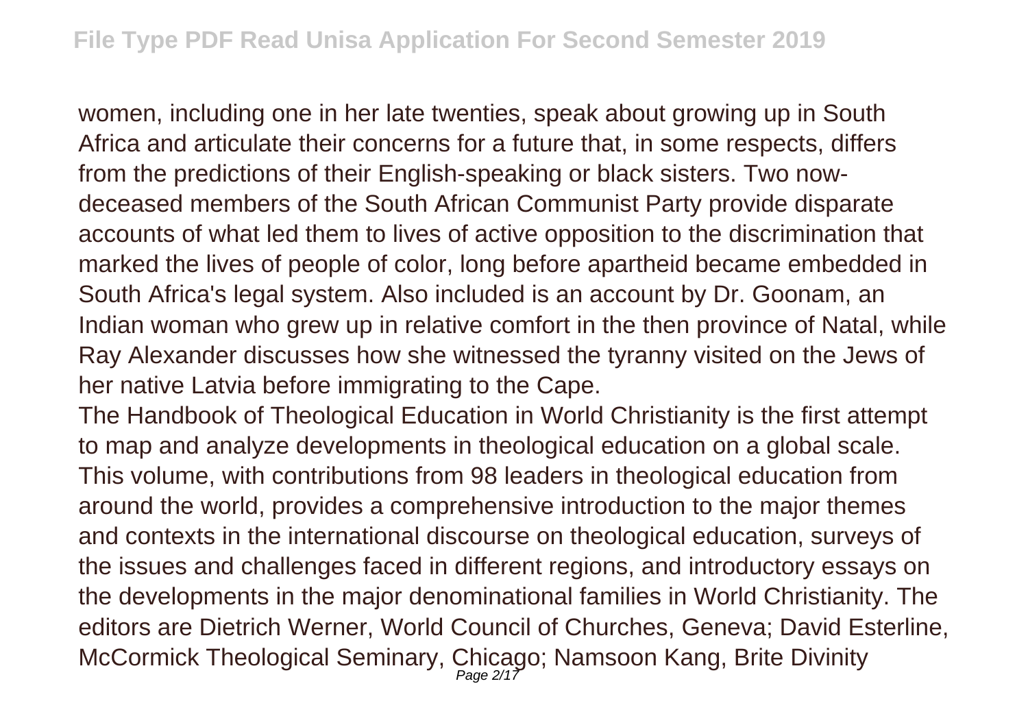women, including one in her late twenties, speak about growing up in South Africa and articulate their concerns for a future that, in some respects, differs from the predictions of their English-speaking or black sisters. Two now-deceased members of the South African Communist Party provide disparate accounts of what led them to lives of active opposition to the discrimination that marked the lives of people of color, long before apartheid became embedded in South Africa's legal system. Also included is an account by Dr. Goonam, an Indian woman who grew up in relative comfort in the then province of Natal, while Ray Alexander discusses how she witnessed the tyranny visited on the Jews of her native Latvia before immigrating to the Cape.

The Handbook of Theological Education in World Christianity is the first attempt to map and analyze developments in theological education on a global scale. This volume, with contributions from 98 leaders in theological education from around the world, provides a comprehensive introduction to the major themes and contexts in the international discourse on theological education, surveys of the issues and challenges faced in different regions, and introductory essays on the developments in the major denominational families in World Christianity. The editors are Dietrich Werner, World Council of Churches, Geneva; David Esterline, McCormick Theological Seminary, Chicago; Namsoon Kang, Brite Divinity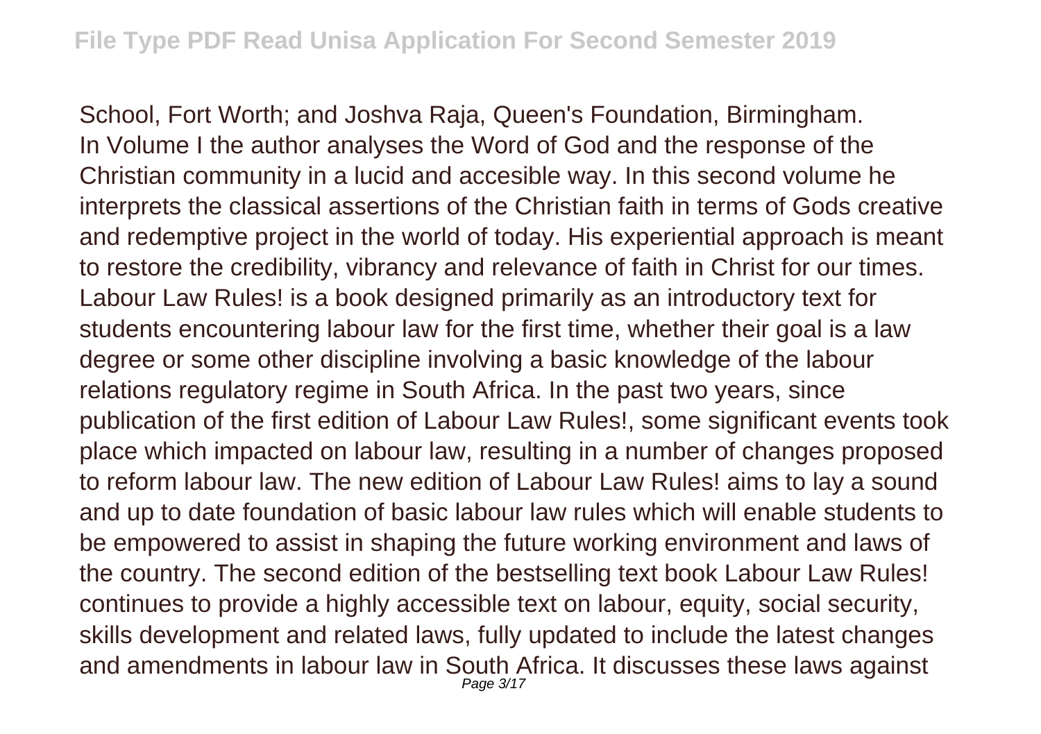School, Fort Worth; and Joshva Raja, Queen's Foundation, Birmingham.

In Volume I the author analyses the Word of God and the response of the Christian community in a lucid and accesible way. In this second volume he interprets the classical assertions of the Christian faith in terms of Gods creative and redemptive project in the world of today. His experiential approach is meant to restore the credibility, vibrancy and relevance of faith in Christ for our times.

Labour Law Rules! is a book designed primarily as an introductory text for students encountering labour law for the first time, whether their goal is a law degree or some other discipline involving a basic knowledge of the labour relations regulatory regime in South Africa. In the past two years, since publication of the first edition of Labour Law Rules!, some significant events took place which impacted on labour law, resulting in a number of changes proposed to reform labour law. The new edition of Labour Law Rules! aims to lay a sound and up to date foundation of basic labour law rules which will enable students to be empowered to assist in shaping the future working environment and laws of the country. The second edition of the bestselling text book Labour Law Rules! continues to provide a highly accessible text on labour, equity, social security, skills development and related laws, fully updated to include the latest changes and amendments in labour law in South Africa. It discusses these laws against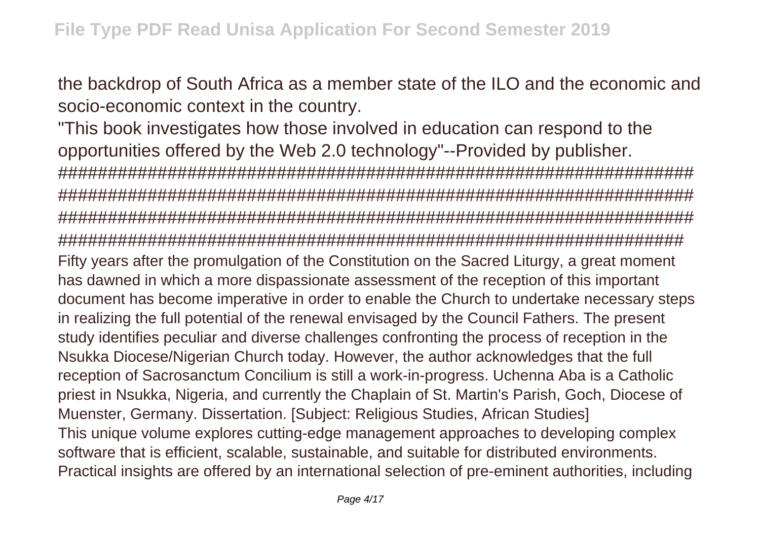the backdrop of South Africa as a member state of the ILO and the economic and socio-economic context in the country.

"This book investigates how those involved in education can respond to the opportunities offered by the Web 2.0 technology"--Provided by publisher.

######################################################################
######################################################################
######################################################################
#####################################################################

Fifty years after the promulgation of the Constitution on the Sacred Liturgy, a great moment has dawned in which a more dispassionate assessment of the reception of this important document has become imperative in order to enable the Church to undertake necessary steps in realizing the full potential of the renewal envisaged by the Council Fathers. The present study identifies peculiar and diverse challenges confronting the process of reception in the Nsukka Diocese/Nigerian Church today. However, the author acknowledges that the full reception of Sacrosanctum Concilium is still a work-in-progress. Uchenna Aba is a Catholic priest in Nsukka, Nigeria, and currently the Chaplain of St. Martin's Parish, Goch, Diocese of Muenster, Germany. Dissertation. [Subject: Religious Studies, African Studies]

This unique volume explores cutting-edge management approaches to developing complex software that is efficient, scalable, sustainable, and suitable for distributed environments. Practical insights are offered by an international selection of pre-eminent authorities, including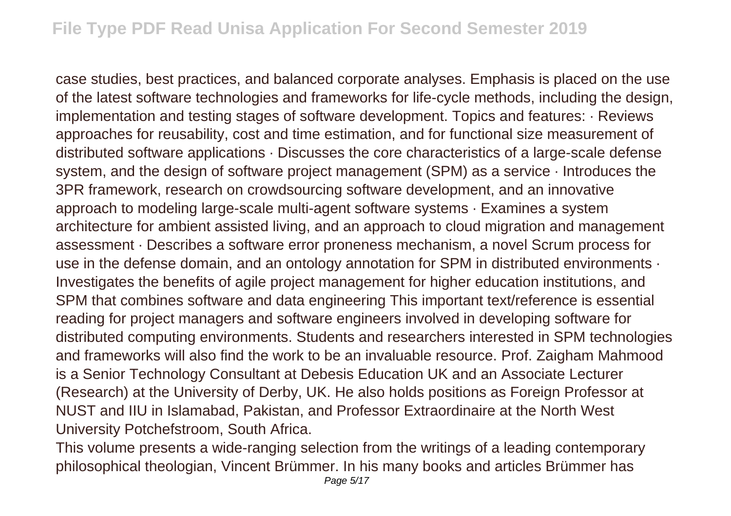case studies, best practices, and balanced corporate analyses. Emphasis is placed on the use of the latest software technologies and frameworks for life-cycle methods, including the design, implementation and testing stages of software development. Topics and features: · Reviews approaches for reusability, cost and time estimation, and for functional size measurement of distributed software applications · Discusses the core characteristics of a large-scale defense system, and the design of software project management (SPM) as a service · Introduces the 3PR framework, research on crowdsourcing software development, and an innovative approach to modeling large-scale multi-agent software systems · Examines a system architecture for ambient assisted living, and an approach to cloud migration and management assessment · Describes a software error proneness mechanism, a novel Scrum process for use in the defense domain, and an ontology annotation for SPM in distributed environments · Investigates the benefits of agile project management for higher education institutions, and SPM that combines software and data engineering This important text/reference is essential reading for project managers and software engineers involved in developing software for distributed computing environments. Students and researchers interested in SPM technologies and frameworks will also find the work to be an invaluable resource. Prof. Zaigham Mahmood is a Senior Technology Consultant at Debesis Education UK and an Associate Lecturer (Research) at the University of Derby, UK. He also holds positions as Foreign Professor at NUST and IIU in Islamabad, Pakistan, and Professor Extraordinaire at the North West University Potchefstroom, South Africa.

This volume presents a wide-ranging selection from the writings of a leading contemporary philosophical theologian, Vincent Brümmer. In his many books and articles Brümmer has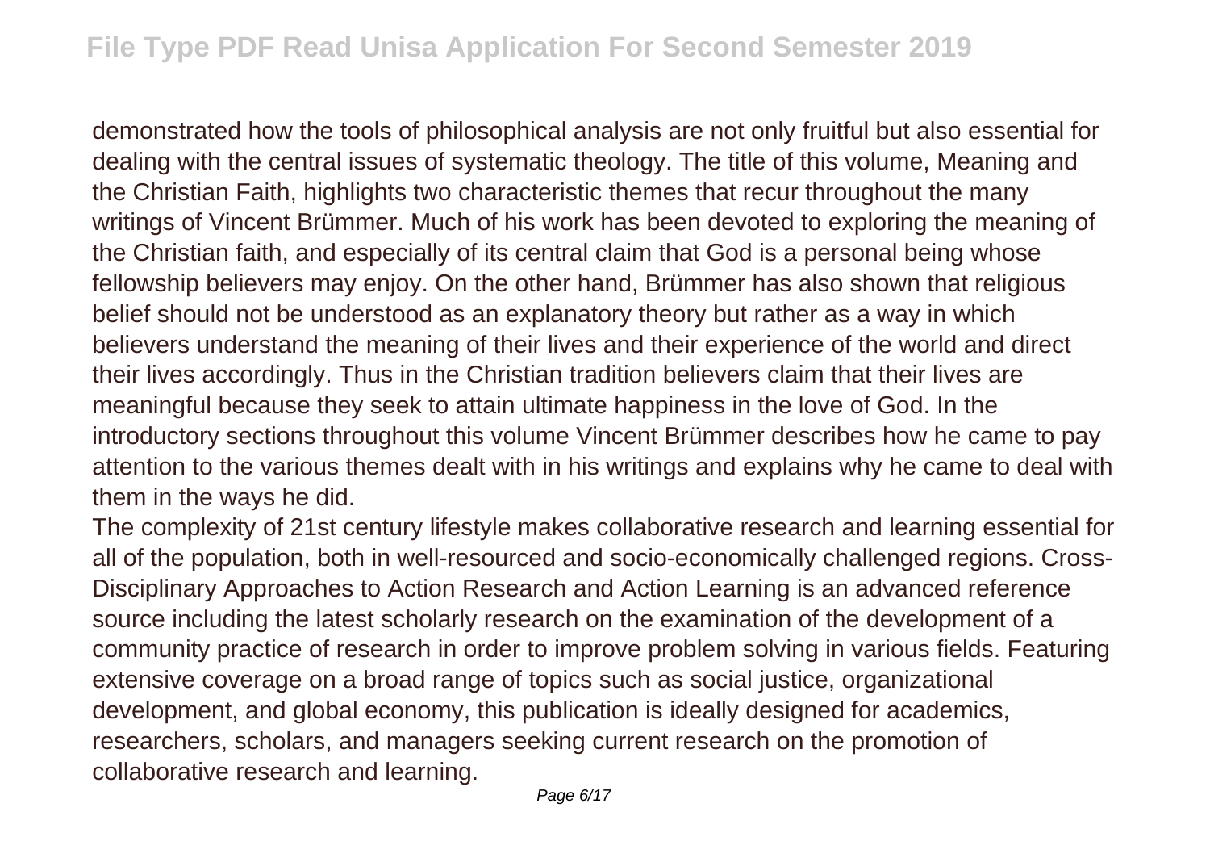demonstrated how the tools of philosophical analysis are not only fruitful but also essential for dealing with the central issues of systematic theology. The title of this volume, Meaning and the Christian Faith, highlights two characteristic themes that recur throughout the many writings of Vincent Brümmer. Much of his work has been devoted to exploring the meaning of the Christian faith, and especially of its central claim that God is a personal being whose fellowship believers may enjoy. On the other hand, Brümmer has also shown that religious belief should not be understood as an explanatory theory but rather as a way in which believers understand the meaning of their lives and their experience of the world and direct their lives accordingly. Thus in the Christian tradition believers claim that their lives are meaningful because they seek to attain ultimate happiness in the love of God. In the introductory sections throughout this volume Vincent Brümmer describes how he came to pay attention to the various themes dealt with in his writings and explains why he came to deal with them in the ways he did.

The complexity of 21st century lifestyle makes collaborative research and learning essential for all of the population, both in well-resourced and socio-economically challenged regions. Cross-Disciplinary Approaches to Action Research and Action Learning is an advanced reference source including the latest scholarly research on the examination of the development of a community practice of research in order to improve problem solving in various fields. Featuring extensive coverage on a broad range of topics such as social justice, organizational development, and global economy, this publication is ideally designed for academics, researchers, scholars, and managers seeking current research on the promotion of collaborative research and learning.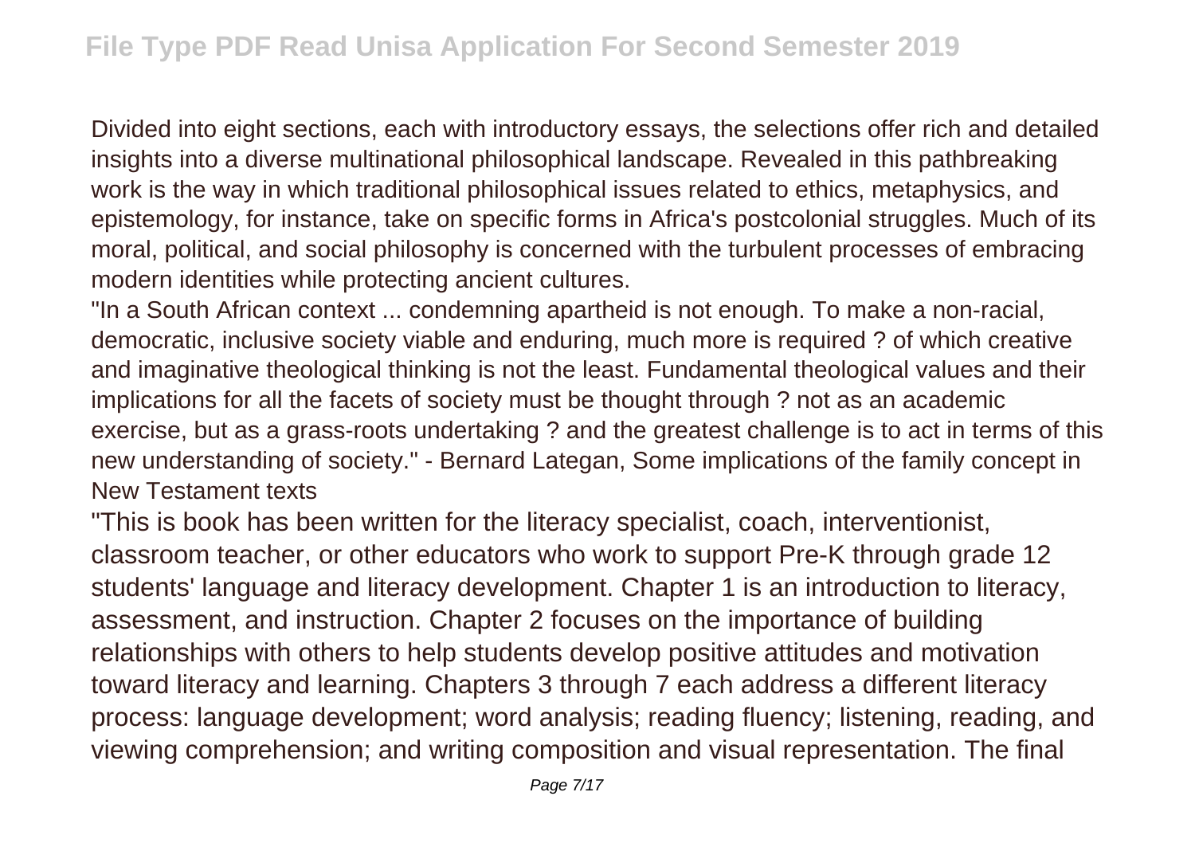Divided into eight sections, each with introductory essays, the selections offer rich and detailed insights into a diverse multinational philosophical landscape. Revealed in this pathbreaking work is the way in which traditional philosophical issues related to ethics, metaphysics, and epistemology, for instance, take on specific forms in Africa's postcolonial struggles. Much of its moral, political, and social philosophy is concerned with the turbulent processes of embracing modern identities while protecting ancient cultures.

"In a South African context ... condemning apartheid is not enough. To make a non-racial, democratic, inclusive society viable and enduring, much more is required ? of which creative and imaginative theological thinking is not the least. Fundamental theological values and their implications for all the facets of society must be thought through ? not as an academic exercise, but as a grass-roots undertaking ? and the greatest challenge is to act in terms of this new understanding of society." - Bernard Lategan, Some implications of the family concept in New Testament texts

"This is book has been written for the literacy specialist, coach, interventionist, classroom teacher, or other educators who work to support Pre-K through grade 12 students' language and literacy development. Chapter 1 is an introduction to literacy, assessment, and instruction. Chapter 2 focuses on the importance of building relationships with others to help students develop positive attitudes and motivation toward literacy and learning. Chapters 3 through 7 each address a different literacy process: language development; word analysis; reading fluency; listening, reading, and viewing comprehension; and writing composition and visual representation. The final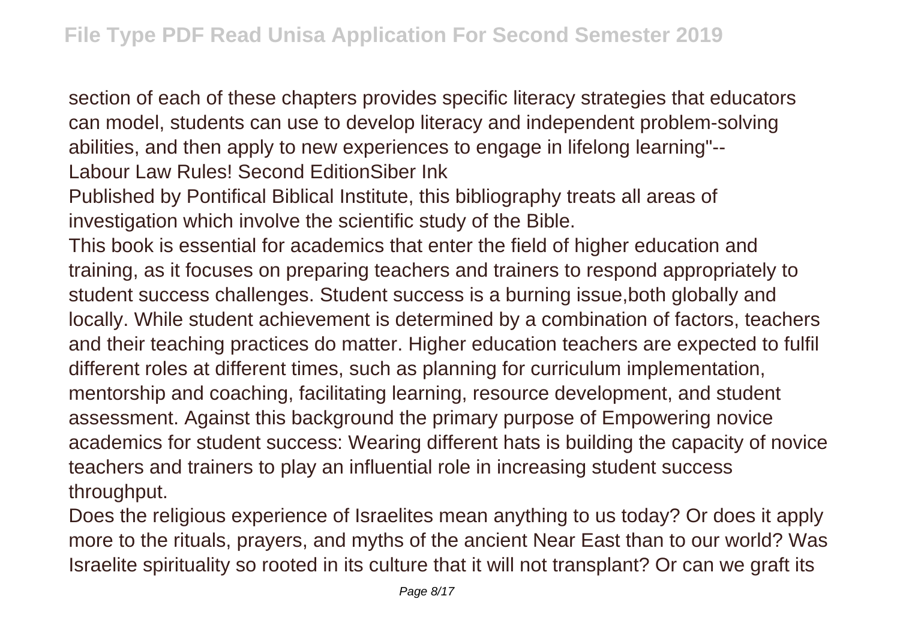section of each of these chapters provides specific literacy strategies that educators can model, students can use to develop literacy and independent problem-solving abilities, and then apply to new experiences to engage in lifelong learning"--

Labour Law Rules! Second EditionSiber Ink

Published by Pontifical Biblical Institute, this bibliography treats all areas of investigation which involve the scientific study of the Bible.

This book is essential for academics that enter the field of higher education and training, as it focuses on preparing teachers and trainers to respond appropriately to student success challenges. Student success is a burning issue,both globally and locally. While student achievement is determined by a combination of factors, teachers and their teaching practices do matter. Higher education teachers are expected to fulfil different roles at different times, such as planning for curriculum implementation, mentorship and coaching, facilitating learning, resource development, and student assessment. Against this background the primary purpose of Empowering novice academics for student success: Wearing different hats is building the capacity of novice teachers and trainers to play an influential role in increasing student success throughput.

Does the religious experience of Israelites mean anything to us today? Or does it apply more to the rituals, prayers, and myths of the ancient Near East than to our world? Was Israelite spirituality so rooted in its culture that it will not transplant? Or can we graft its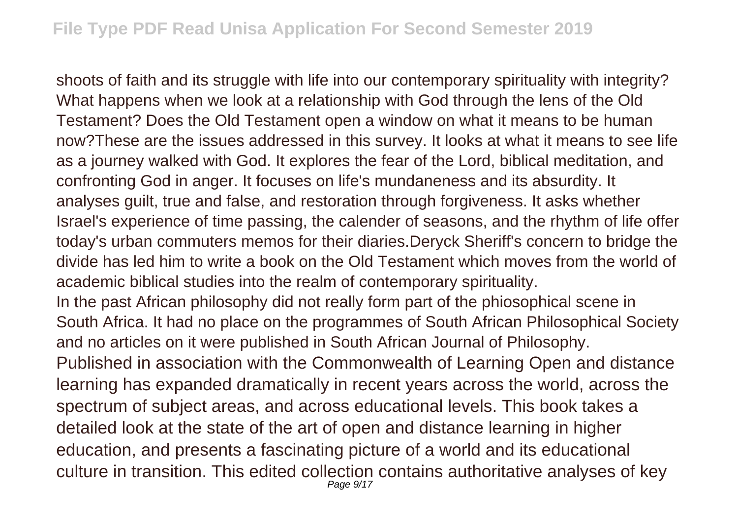shoots of faith and its struggle with life into our contemporary spirituality with integrity? What happens when we look at a relationship with God through the lens of the Old Testament? Does the Old Testament open a window on what it means to be human now?These are the issues addressed in this survey. It looks at what it means to see life as a journey walked with God. It explores the fear of the Lord, biblical meditation, and confronting God in anger. It focuses on life's mundaneness and its absurdity. It analyses guilt, true and false, and restoration through forgiveness. It asks whether Israel's experience of time passing, the calender of seasons, and the rhythm of life offer today's urban commuters memos for their diaries.Deryck Sheriff's concern to bridge the divide has led him to write a book on the Old Testament which moves from the world of academic biblical studies into the realm of contemporary spirituality.

In the past African philosophy did not really form part of the phiosophical scene in South Africa. It had no place on the programmes of South African Philosophical Society and no articles on it were published in South African Journal of Philosophy.

Published in association with the Commonwealth of Learning Open and distance learning has expanded dramatically in recent years across the world, across the spectrum of subject areas, and across educational levels. This book takes a detailed look at the state of the art of open and distance learning in higher education, and presents a fascinating picture of a world and its educational culture in transition. This edited collection contains authoritative analyses of key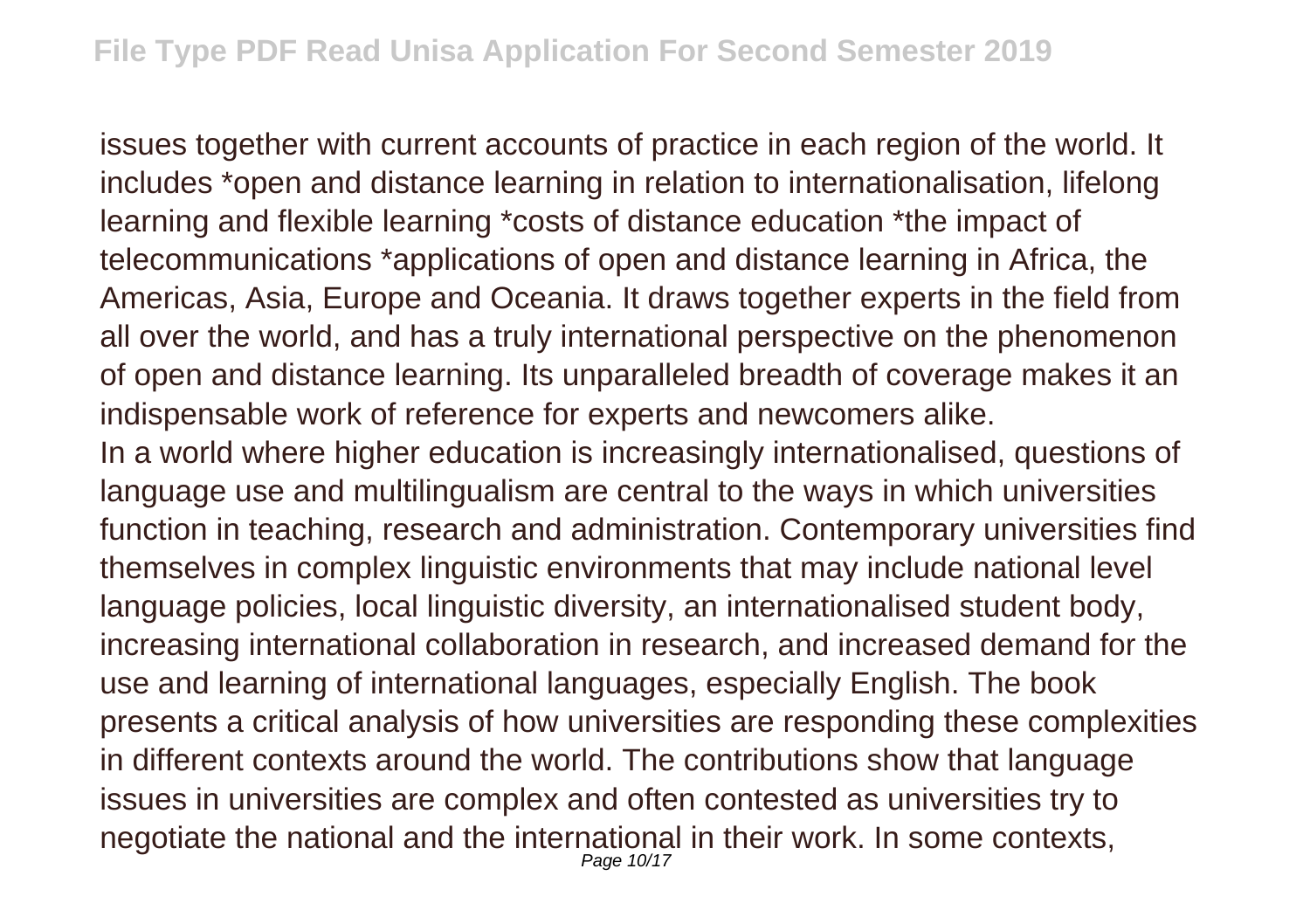issues together with current accounts of practice in each region of the world. It includes *open and distance learning in relation to internationalisation, lifelong learning and flexible learning *costs of distance education *the impact of telecommunications *applications of open and distance learning in Africa, the Americas, Asia, Europe and Oceania. It draws together experts in the field from all over the world, and has a truly international perspective on the phenomenon of open and distance learning. Its unparalleled breadth of coverage makes it an indispensable work of reference for experts and newcomers alike.

In a world where higher education is increasingly internationalised, questions of language use and multilingualism are central to the ways in which universities function in teaching, research and administration. Contemporary universities find themselves in complex linguistic environments that may include national level language policies, local linguistic diversity, an internationalised student body, increasing international collaboration in research, and increased demand for the use and learning of international languages, especially English. The book presents a critical analysis of how universities are responding these complexities in different contexts around the world. The contributions show that language issues in universities are complex and often contested as universities try to negotiate the national and the international in their work. In some contexts,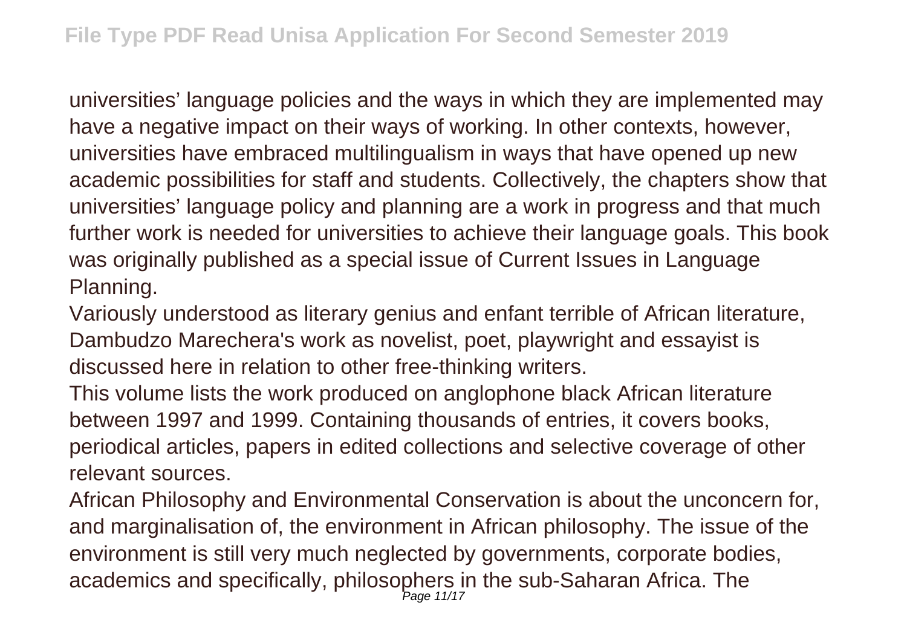universities' language policies and the ways in which they are implemented may have a negative impact on their ways of working. In other contexts, however, universities have embraced multilingualism in ways that have opened up new academic possibilities for staff and students. Collectively, the chapters show that universities' language policy and planning are a work in progress and that much further work is needed for universities to achieve their language goals. This book was originally published as a special issue of Current Issues in Language Planning.

Variously understood as literary genius and enfant terrible of African literature, Dambudzo Marechera's work as novelist, poet, playwright and essayist is discussed here in relation to other free-thinking writers.

This volume lists the work produced on anglophone black African literature between 1997 and 1999. Containing thousands of entries, it covers books, periodical articles, papers in edited collections and selective coverage of other relevant sources.

African Philosophy and Environmental Conservation is about the unconcern for, and marginalisation of, the environment in African philosophy. The issue of the environment is still very much neglected by governments, corporate bodies, academics and specifically, philosophers in the sub-Saharan Africa. The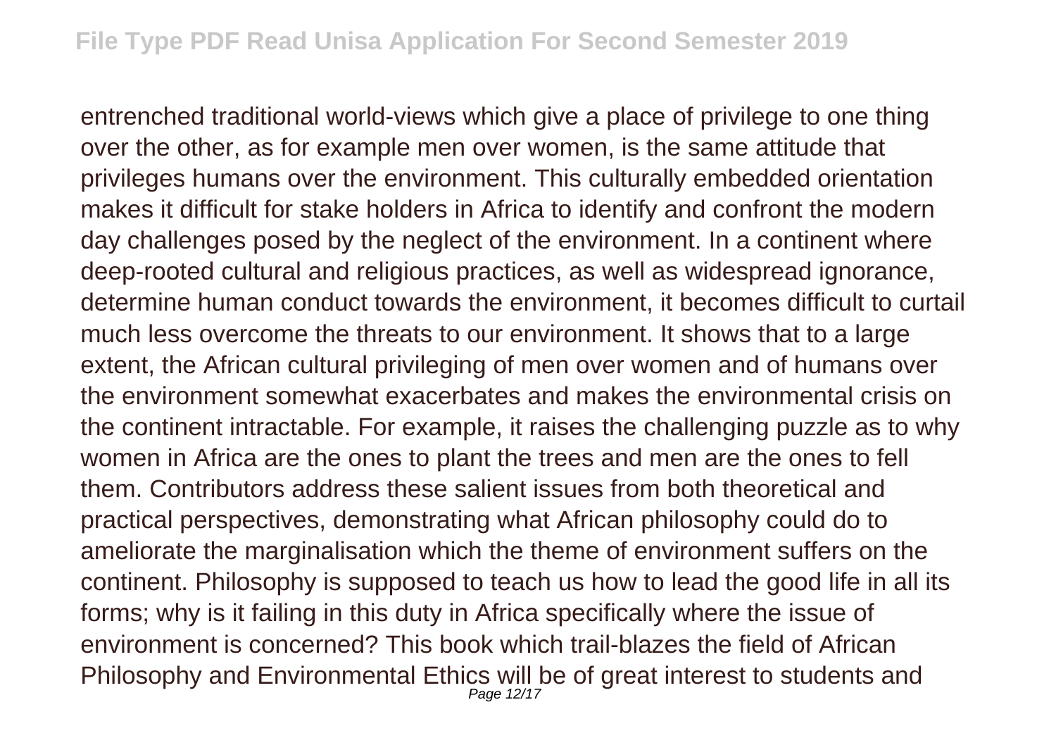entrenched traditional world-views which give a place of privilege to one thing over the other, as for example men over women, is the same attitude that privileges humans over the environment. This culturally embedded orientation makes it difficult for stake holders in Africa to identify and confront the modern day challenges posed by the neglect of the environment. In a continent where deep-rooted cultural and religious practices, as well as widespread ignorance, determine human conduct towards the environment, it becomes difficult to curtail much less overcome the threats to our environment. It shows that to a large extent, the African cultural privileging of men over women and of humans over the environment somewhat exacerbates and makes the environmental crisis on the continent intractable. For example, it raises the challenging puzzle as to why women in Africa are the ones to plant the trees and men are the ones to fell them. Contributors address these salient issues from both theoretical and practical perspectives, demonstrating what African philosophy could do to ameliorate the marginalisation which the theme of environment suffers on the continent. Philosophy is supposed to teach us how to lead the good life in all its forms; why is it failing in this duty in Africa specifically where the issue of environment is concerned? This book which trail-blazes the field of African Philosophy and Environmental Ethics will be of great interest to students and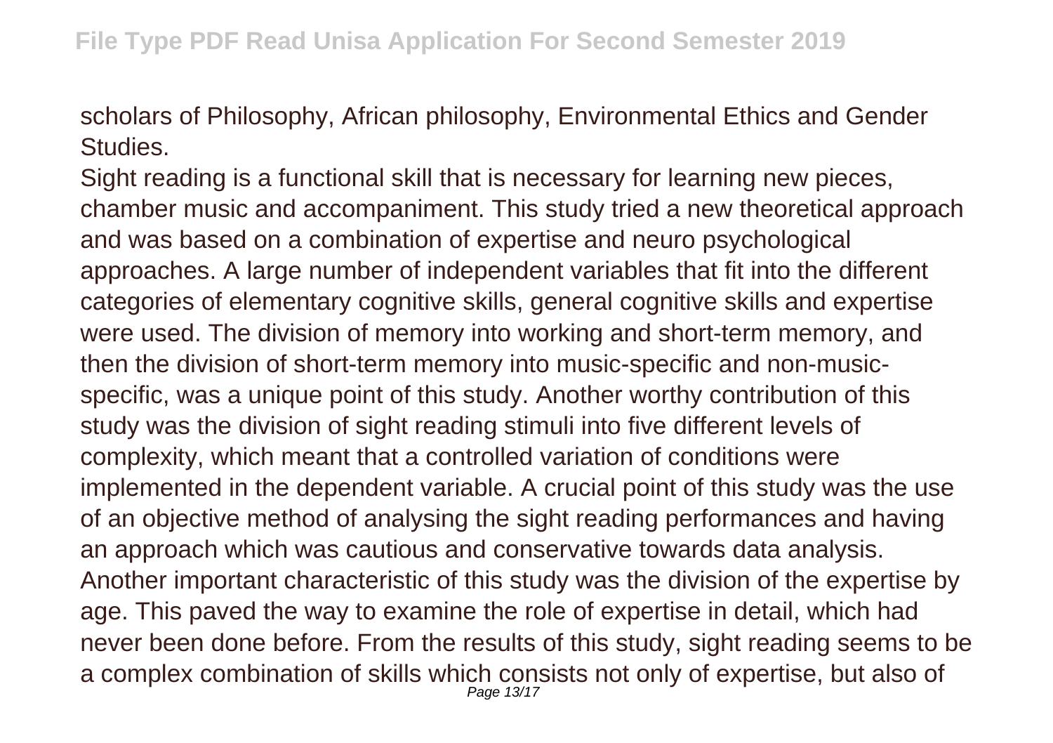scholars of Philosophy, African philosophy, Environmental Ethics and Gender Studies.

Sight reading is a functional skill that is necessary for learning new pieces, chamber music and accompaniment. This study tried a new theoretical approach and was based on a combination of expertise and neuro psychological approaches. A large number of independent variables that fit into the different categories of elementary cognitive skills, general cognitive skills and expertise were used. The division of memory into working and short-term memory, and then the division of short-term memory into music-specific and non-music-specific, was a unique point of this study. Another worthy contribution of this study was the division of sight reading stimuli into five different levels of complexity, which meant that a controlled variation of conditions were implemented in the dependent variable. A crucial point of this study was the use of an objective method of analysing the sight reading performances and having an approach which was cautious and conservative towards data analysis. Another important characteristic of this study was the division of the expertise by age. This paved the way to examine the role of expertise in detail, which had never been done before. From the results of this study, sight reading seems to be a complex combination of skills which consists not only of expertise, but also of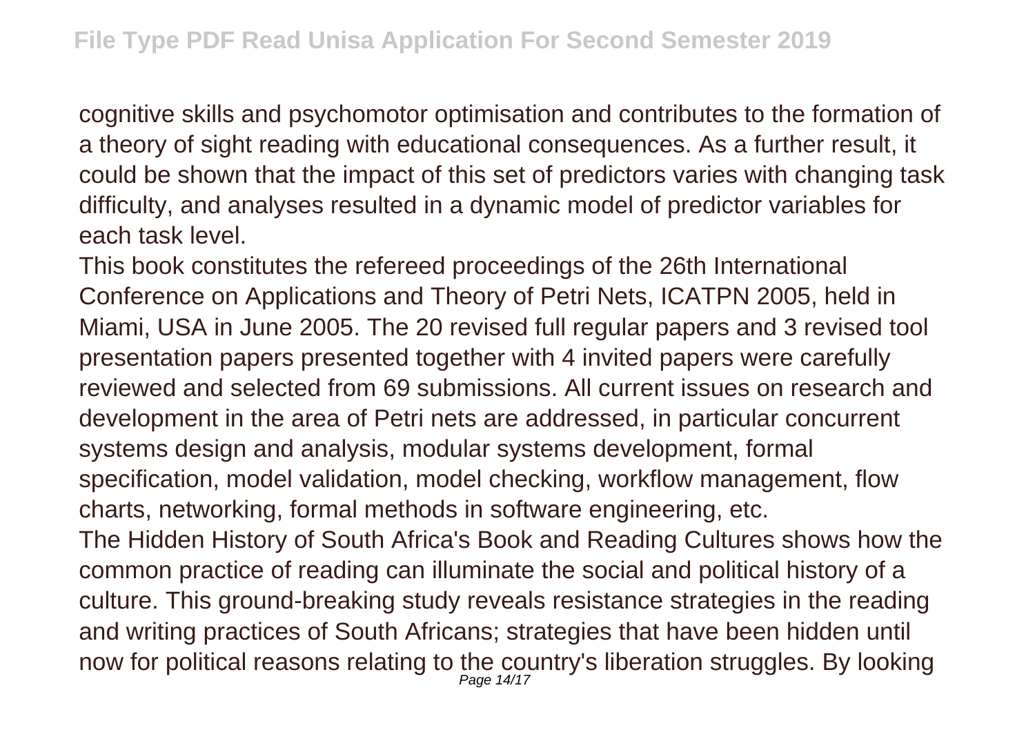cognitive skills and psychomotor optimisation and contributes to the formation of a theory of sight reading with educational consequences. As a further result, it could be shown that the impact of this set of predictors varies with changing task difficulty, and analyses resulted in a dynamic model of predictor variables for each task level.

This book constitutes the refereed proceedings of the 26th International Conference on Applications and Theory of Petri Nets, ICATPN 2005, held in Miami, USA in June 2005. The 20 revised full regular papers and 3 revised tool presentation papers presented together with 4 invited papers were carefully reviewed and selected from 69 submissions. All current issues on research and development in the area of Petri nets are addressed, in particular concurrent systems design and analysis, modular systems development, formal specification, model validation, model checking, workflow management, flow charts, networking, formal methods in software engineering, etc.

The Hidden History of South Africa's Book and Reading Cultures shows how the common practice of reading can illuminate the social and political history of a culture. This ground-breaking study reveals resistance strategies in the reading and writing practices of South Africans; strategies that have been hidden until now for political reasons relating to the country's liberation struggles. By looking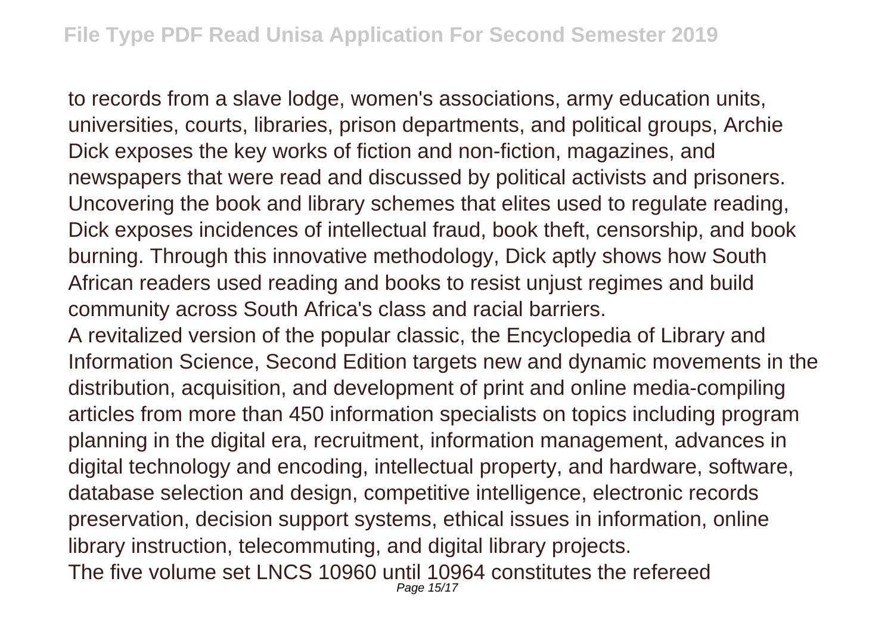to records from a slave lodge, women's associations, army education units, universities, courts, libraries, prison departments, and political groups, Archie Dick exposes the key works of fiction and non-fiction, magazines, and newspapers that were read and discussed by political activists and prisoners. Uncovering the book and library schemes that elites used to regulate reading, Dick exposes incidences of intellectual fraud, book theft, censorship, and book burning. Through this innovative methodology, Dick aptly shows how South African readers used reading and books to resist unjust regimes and build community across South Africa's class and racial barriers.

A revitalized version of the popular classic, the Encyclopedia of Library and Information Science, Second Edition targets new and dynamic movements in the distribution, acquisition, and development of print and online media-compiling articles from more than 450 information specialists on topics including program planning in the digital era, recruitment, information management, advances in digital technology and encoding, intellectual property, and hardware, software, database selection and design, competitive intelligence, electronic records preservation, decision support systems, ethical issues in information, online library instruction, telecommuting, and digital library projects.

The five volume set LNCS 10960 until 10964 constitutes the refereed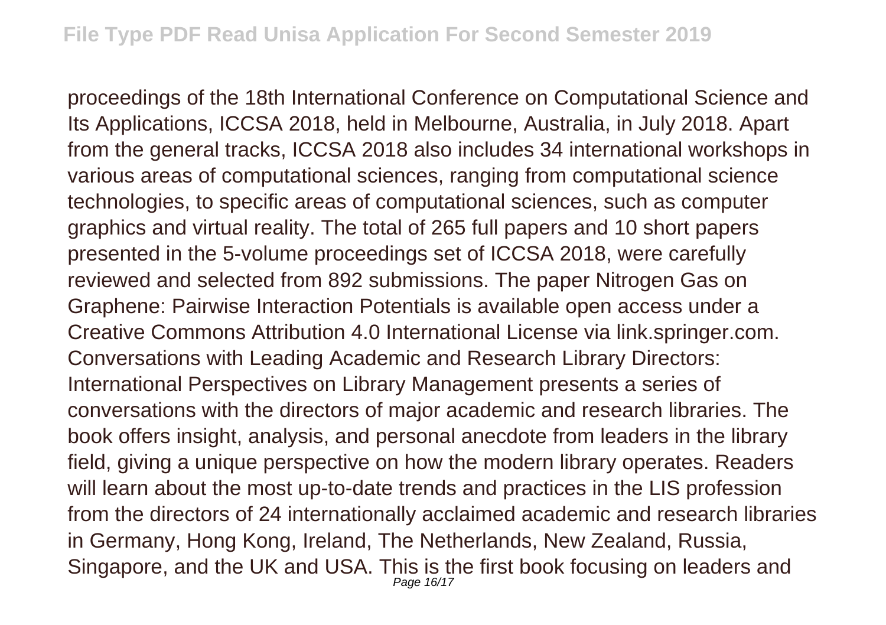proceedings of the 18th International Conference on Computational Science and Its Applications, ICCSA 2018, held in Melbourne, Australia, in July 2018. Apart from the general tracks, ICCSA 2018 also includes 34 international workshops in various areas of computational sciences, ranging from computational science technologies, to specific areas of computational sciences, such as computer graphics and virtual reality. The total of 265 full papers and 10 short papers presented in the 5-volume proceedings set of ICCSA 2018, were carefully reviewed and selected from 892 submissions. The paper Nitrogen Gas on Graphene: Pairwise Interaction Potentials is available open access under a Creative Commons Attribution 4.0 International License via link.springer.com.

Conversations with Leading Academic and Research Library Directors: International Perspectives on Library Management presents a series of conversations with the directors of major academic and research libraries. The book offers insight, analysis, and personal anecdote from leaders in the library field, giving a unique perspective on how the modern library operates. Readers will learn about the most up-to-date trends and practices in the LIS profession from the directors of 24 internationally acclaimed academic and research libraries in Germany, Hong Kong, Ireland, The Netherlands, New Zealand, Russia, Singapore, and the UK and USA. This is the first book focusing on leaders and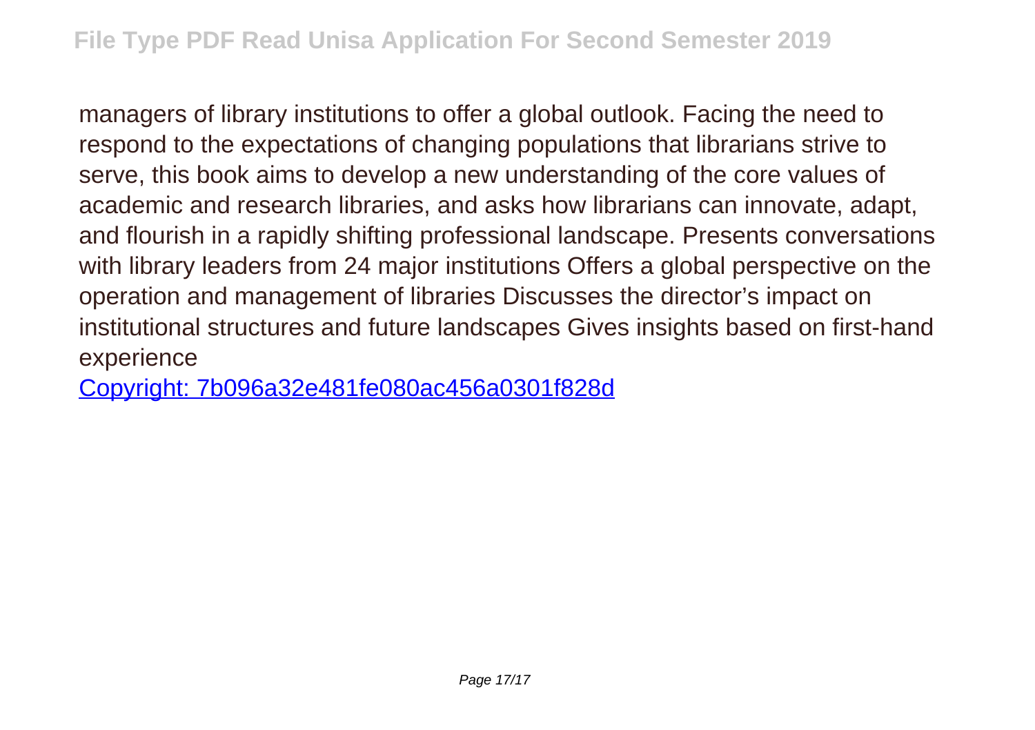managers of library institutions to offer a global outlook. Facing the need to respond to the expectations of changing populations that librarians strive to serve, this book aims to develop a new understanding of the core values of academic and research libraries, and asks how librarians can innovate, adapt, and flourish in a rapidly shifting professional landscape. Presents conversations with library leaders from 24 major institutions Offers a global perspective on the operation and management of libraries Discusses the director's impact on institutional structures and future landscapes Gives insights based on first-hand experience

Copyright: 7b096a32e481fe080ac456a0301f828d